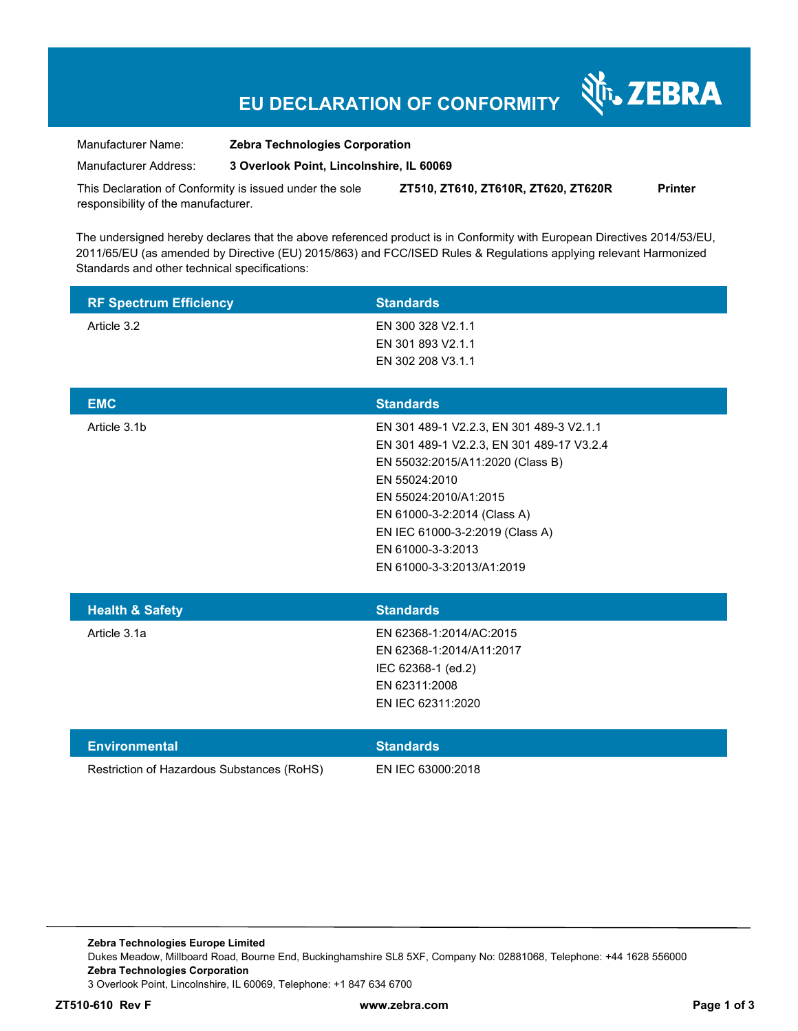# EU DECLARATION OF CONFORMITY

ZEBRA

| | |
|---|---|
| Manufacturer Name: | **Zebra Technologies Corporation** |
| Manufacturer Address: | **3 Overlook Point, Lincolnshire, IL 60069** |

This Declaration of Conformity is issued under the sole responsibility of the manufacturer. **ZT510, ZT610, ZT610R, ZT620, ZT620R** **Printer**

The undersigned hereby declares that the above referenced product is in Conformity with European Directives 2014/53/EU, 2011/65/EU (as amended by Directive (EU) 2015/863) and FCC/ISED Rules & Regulations applying relevant Harmonized Standards and other technical specifications:

| RF Spectrum Efficiency | Standards |
|---|---|
| Article 3.2 | EN 300 328 V2.1.1<br>EN 301 893 V2.1.1<br>EN 302 208 V3.1.1 |

| EMC | Standards |
|---|---|
| Article 3.1b | EN 301 489-1 V2.2.3, EN 301 489-3 V2.1.1<br>EN 301 489-1 V2.2.3, EN 301 489-17 V3.2.4<br>EN 55032:2015/A11:2020 (Class B)<br>EN 55024:2010<br>EN 55024:2010/A1:2015<br>EN 61000-3-2:2014 (Class A)<br>EN IEC 61000-3-2:2019 (Class A)<br>EN 61000-3-3:2013<br>EN 61000-3-3:2013/A1:2019 |

| Health & Safety | Standards |
|---|---|
| Article 3.1a | EN 62368-1:2014/AC:2015<br>EN 62368-1:2014/A11:2017<br>IEC 62368-1 (ed.2)<br>EN 62311:2008<br>EN IEC 62311:2020 |

| Environmental | Standards |
|---|---|
| Restriction of Hazardous Substances (RoHS) | EN IEC 63000:2018 |

**Zebra Technologies Europe Limited**
Dukes Meadow, Millboard Road, Bourne End, Buckinghamshire SL8 5XF, Company No: 02881068, Telephone: +44 1628 556000
**Zebra Technologies Corporation**
3 Overlook Point, Lincolnshire, IL 60069, Telephone: +1 847 634 6700

**ZT510-610 Rev F** **www.zebra.com**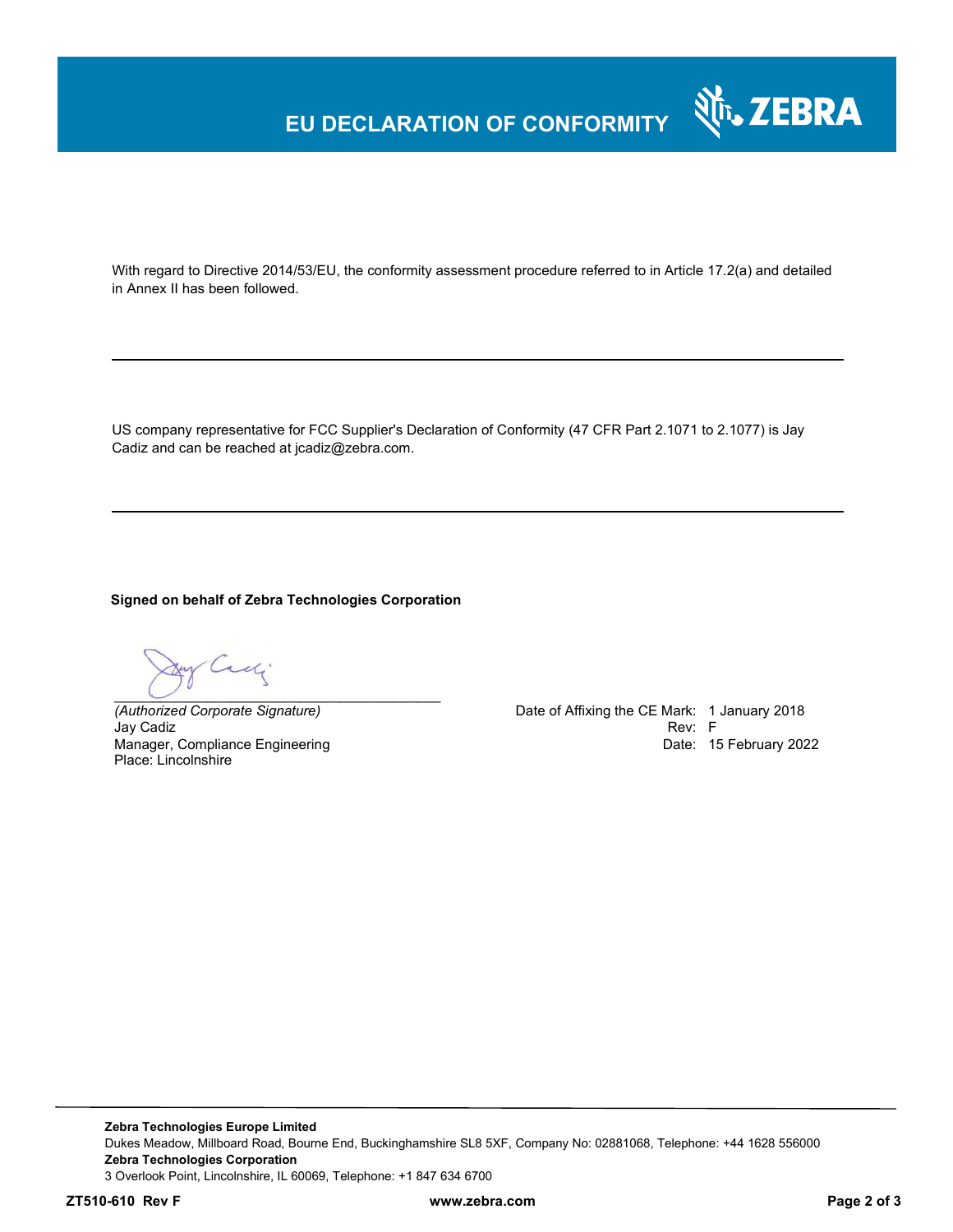# EU DECLARATION OF CONFORMITY

With regard to Directive 2014/53/EU, the conformity assessment procedure referred to in Article 17.2(a) and detailed in Annex II has been followed.

---

US company representative for FCC Supplier's Declaration of Conformity (47 CFR Part 2.1071 to 2.1077) is Jay Cadiz and can be reached at jcadiz@zebra.com.

---

**Signed on behalf of Zebra Technologies Corporation**

_______________________________________

*(Authorized Corporate Signature)*
Jay Cadiz
Manager, Compliance Engineering
Place: Lincolnshire

Date of Affixing the CE Mark: 1 January 2018
Rev: F
Date: 15 February 2022

---

**Zebra Technologies Europe Limited**
Dukes Meadow, Millboard Road, Bourne End, Buckinghamshire SL8 5XF, Company No: 02881068, Telephone: +44 1628 556000
**Zebra Technologies Corporation**
3 Overlook Point, Lincolnshire, IL 60069, Telephone: +1 847 634 6700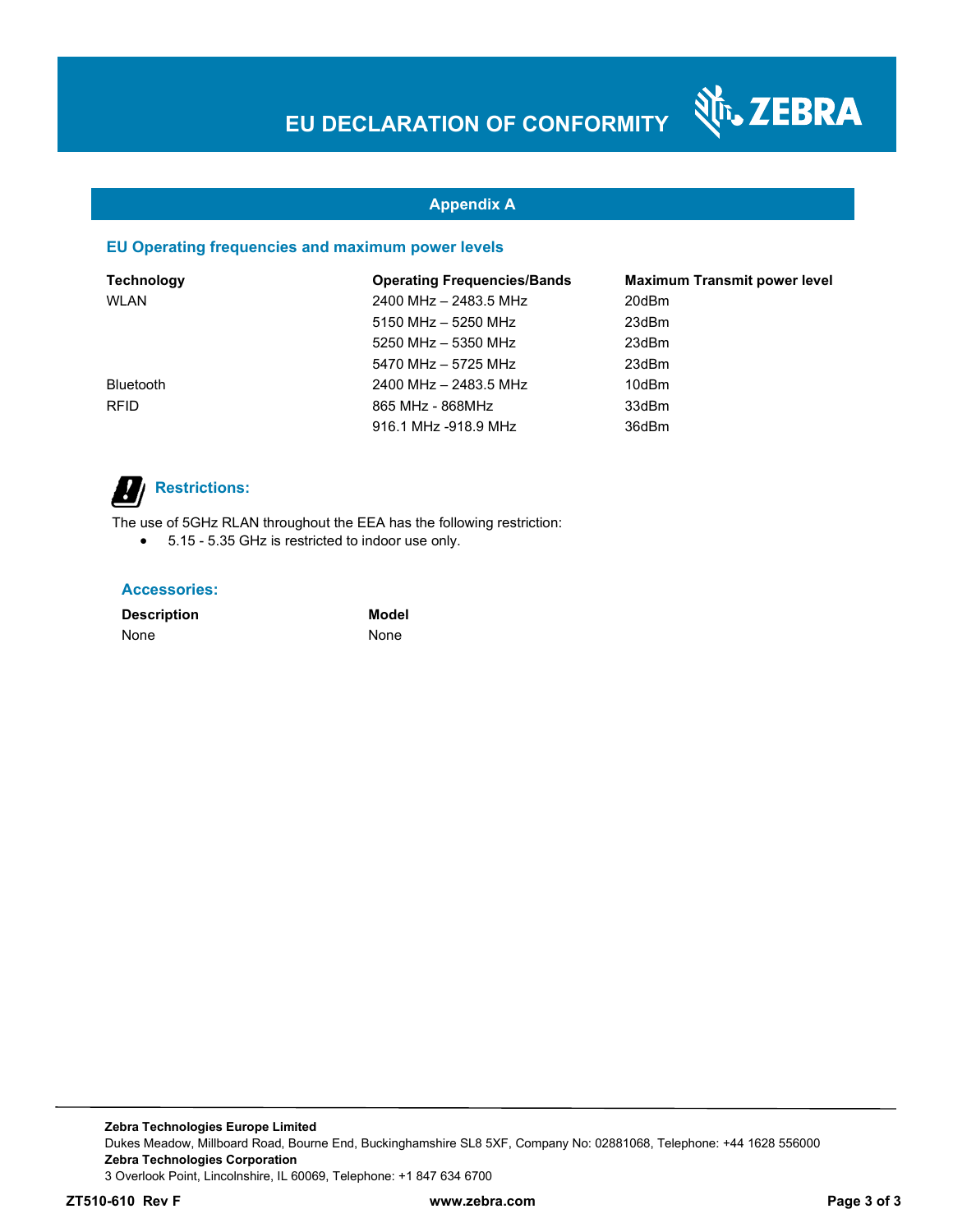# EU DECLARATION OF CONFORMITY

## Appendix A

### EU Operating frequencies and maximum power levels

| Technology | Operating Frequencies/Bands | Maximum Transmit power level |
|---|---|---|
| WLAN | 2400 MHz – 2483.5 MHz | 20dBm |
| | 5150 MHz – 5250 MHz | 23dBm |
| | 5250 MHz – 5350 MHz | 23dBm |
| | 5470 MHz – 5725 MHz | 23dBm |
| Bluetooth | 2400 MHz – 2483.5 MHz | 10dBm |
| RFID | 865 MHz - 868MHz | 33dBm |
| | 916.1 MHz -918.9 MHz | 36dBm |

### Restrictions:

The use of 5GHz RLAN throughout the EEA has the following restriction:

- 5.15 - 5.35 GHz is restricted to indoor use only.

### Accessories:

| Description | Model |
|---|---|
| None | None |

**Zebra Technologies Europe Limited**
Dukes Meadow, Millboard Road, Bourne End, Buckinghamshire SL8 5XF, Company No: 02881068, Telephone: +44 1628 556000
**Zebra Technologies Corporation**
3 Overlook Point, Lincolnshire, IL 60069, Telephone: +1 847 634 6700

**ZT510-610 Rev F** **www.zebra.com**